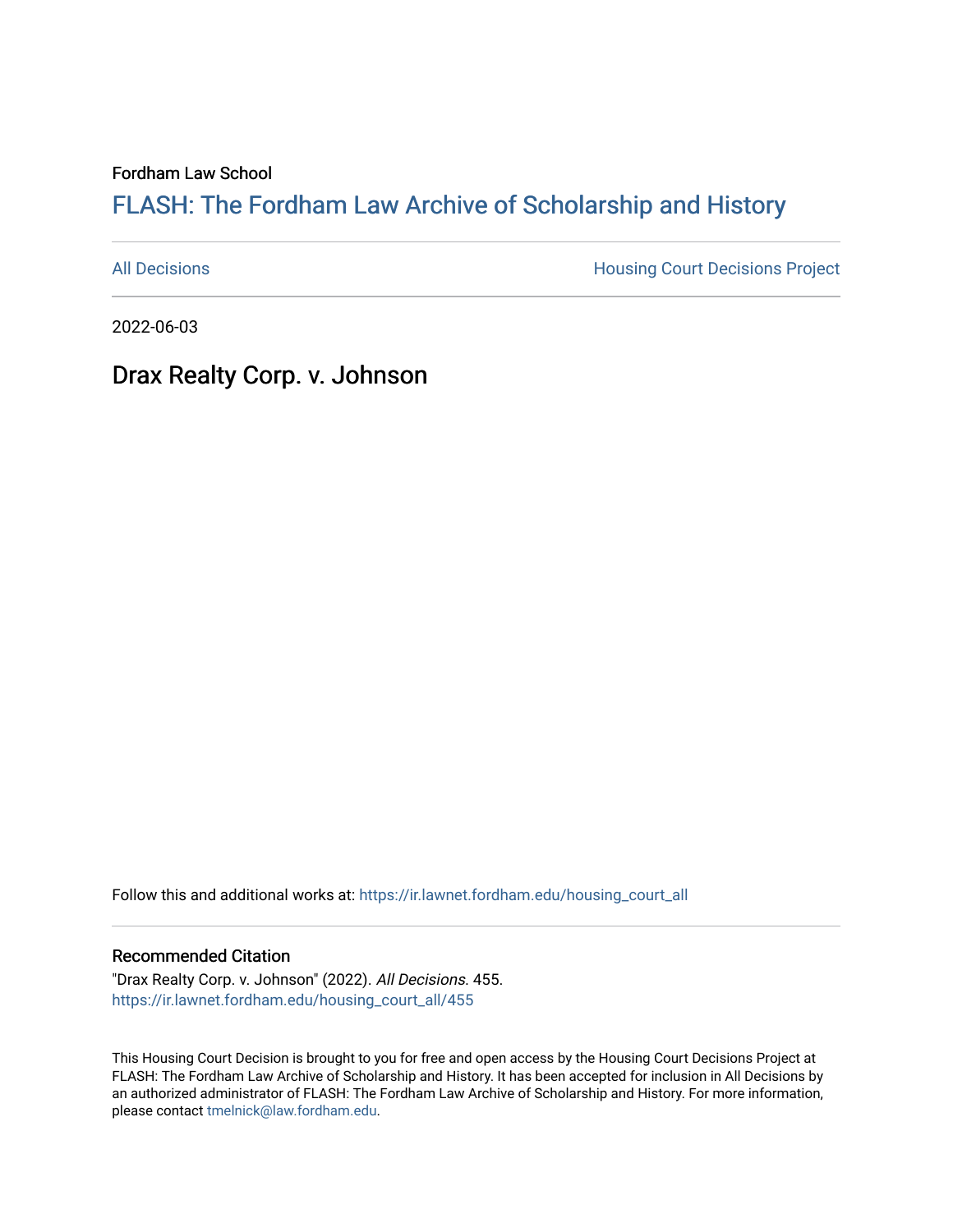Fordham Law School

# FLASH: The Fordham Law Archive of Scholarship and History

All Decisions | Housing Court Decisions Project

2022-06-03

## Drax Realty Corp. v. Johnson

Follow this and additional works at: https://ir.lawnet.fordham.edu/housing_court_all

### Recommended Citation

"Drax Realty Corp. v. Johnson" (2022). *All Decisions*. 455.
https://ir.lawnet.fordham.edu/housing_court_all/455

This Housing Court Decision is brought to you for free and open access by the Housing Court Decisions Project at FLASH: The Fordham Law Archive of Scholarship and History. It has been accepted for inclusion in All Decisions by an authorized administrator of FLASH: The Fordham Law Archive of Scholarship and History. For more information, please contact tmelnick@law.fordham.edu.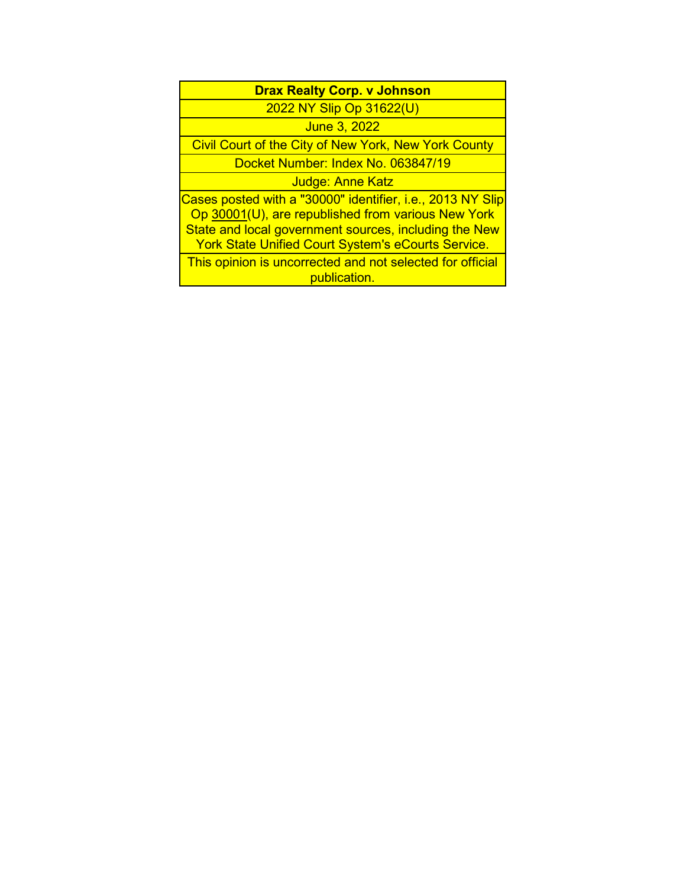**Drax Realty Corp. v Johnson**

2022 NY Slip Op 31622(U)

June 3, 2022

Civil Court of the City of New York, New York County

Docket Number: Index No. 063847/19

Judge: Anne Katz

Cases posted with a "30000" identifier, i.e., 2013 NY Slip Op 30001(U), are republished from various New York State and local government sources, including the New York State Unified Court System's eCourts Service.

This opinion is uncorrected and not selected for official publication.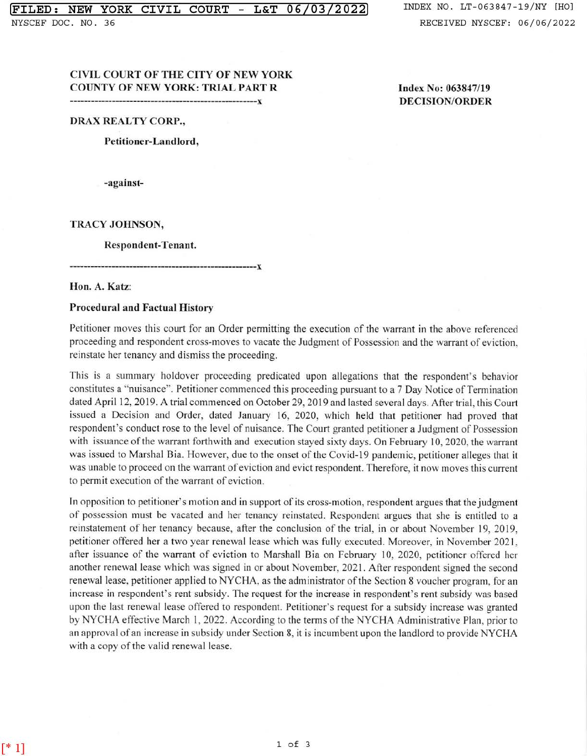CIVIL COURT OF THE CITY OF NEW YORK
COUNTY OF NEW YORK: TRIAL PART R

**Index No: 063847/19**
**DECISION/ORDER**

---

**DRAX REALTY CORP.,**

**Petitioner-Landlord,**

**-against-**

**TRACY JOHNSON,**

**Respondent-Tenant.**

---

**Hon. A. Katz:**

## Procedural and Factual History

Petitioner moves this court for an Order permitting the execution of the warrant in the above referenced proceeding and respondent cross-moves to vacate the Judgment of Possession and the warrant of eviction, reinstate her tenancy and dismiss the proceeding.

This is a summary holdover proceeding predicated upon allegations that the respondent's behavior constitutes a "nuisance". Petitioner commenced this proceeding pursuant to a 7 Day Notice of Termination dated April 12, 2019. A trial commenced on October 29, 2019 and lasted several days. After trial, this Court issued a Decision and Order, dated January 16, 2020, which held that petitioner had proved that respondent's conduct rose to the level of nuisance. The Court granted petitioner a Judgment of Possession with issuance of the warrant forthwith and execution stayed sixty days. On February 10, 2020, the warrant was issued to Marshal Bia. However, due to the onset of the Covid-19 pandemic, petitioner alleges that it was unable to proceed on the warrant of eviction and evict respondent. Therefore, it now moves this current to permit execution of the warrant of eviction.

In opposition to petitioner's motion and in support of its cross-motion, respondent argues that the judgment of possession must be vacated and her tenancy reinstated. Respondent argues that she is entitled to a reinstatement of her tenancy because, after the conclusion of the trial, in or about November 19, 2019, petitioner offered her a two year renewal lease which was fully executed. Moreover, in November 2021, after issuance of the warrant of eviction to Marshall Bia on February 10, 2020, petitioner offered her another renewal lease which was signed in or about November, 2021. After respondent signed the second renewal lease, petitioner applied to NYCHA, as the administrator of the Section 8 voucher program, for an increase in respondent's rent subsidy. The request for the increase in respondent's rent subsidy was based upon the last renewal lease offered to respondent. Petitioner's request for a subsidy increase was granted by NYCHA effective March 1, 2022. According to the terms of the NYCHA Administrative Plan, prior to an approval of an increase in subsidy under Section 8, it is incumbent upon the landlord to provide NYCHA with a copy of the valid renewal lease.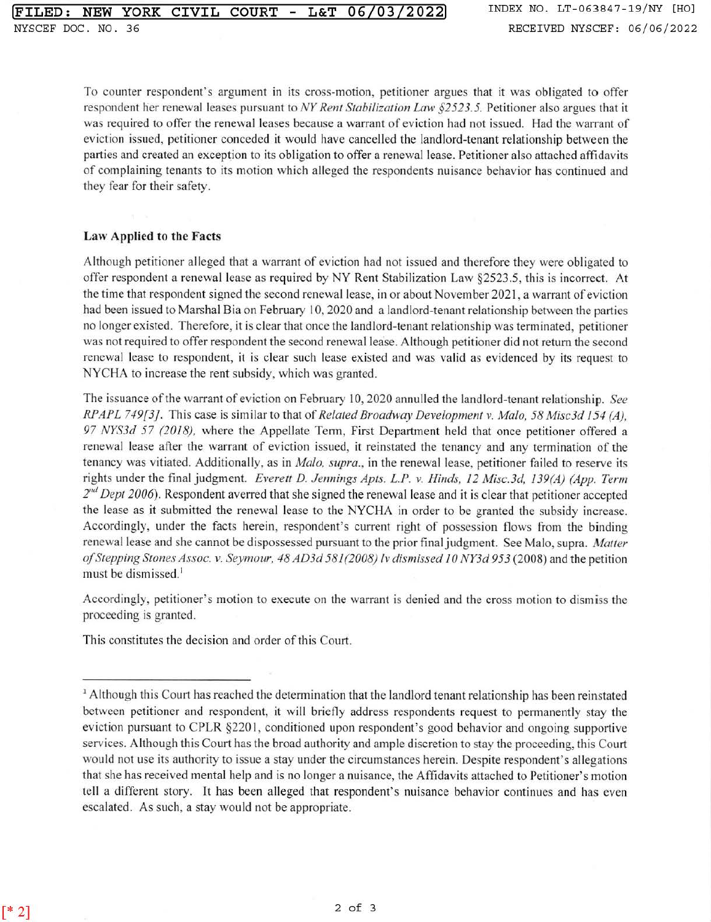To counter respondent's argument in its cross-motion, petitioner argues that it was obligated to offer respondent her renewal leases pursuant to *NY Rent Stabilization Law §2523.5.* Petitioner also argues that it was required to offer the renewal leases because a warrant of eviction had not issued. Had the warrant of eviction issued, petitioner conceded it would have cancelled the landlord-tenant relationship between the parties and created an exception to its obligation to offer a renewal lease. Petitioner also attached affidavits of complaining tenants to its motion which alleged the respondents nuisance behavior has continued and they fear for their safety.

**Law Applied to the Facts**

Although petitioner alleged that a warrant of eviction had not issued and therefore they were obligated to offer respondent a renewal lease as required by NY Rent Stabilization Law §2523.5, this is incorrect. At the time that respondent signed the second renewal lease, in or about November 2021, a warrant of eviction had been issued to Marshal Bia on February 10, 2020 and a landlord-tenant relationship between the parties no longer existed. Therefore, it is clear that once the landlord-tenant relationship was terminated, petitioner was not required to offer respondent the second renewal lease. Although petitioner did not return the second renewal lease to respondent, it is clear such lease existed and was valid as evidenced by its request to NYCHA to increase the rent subsidy, which was granted.

The issuance of the warrant of eviction on February 10, 2020 annulled the landlord-tenant relationship. *See RPAPL 749[3].* This case is similar to that of *Related Broadway Development v. Malo, 58 Misc3d 154 (A), 97 NYS3d 57 (2018),* where the Appellate Term, First Department held that once petitioner offered a renewal lease after the warrant of eviction issued, it reinstated the tenancy and any termination of the tenancy was vitiated. Additionally, as in *Malo, supra.*, in the renewal lease, petitioner failed to reserve its rights under the final judgment. *Everett D. Jennings Apts. L.P. v. Hinds, 12 Misc.3d, 139(A) (App. Term 2nd Dept 2006).* Respondent averred that she signed the renewal lease and it is clear that petitioner accepted the lease as it submitted the renewal lease to the NYCHA in order to be granted the subsidy increase. Accordingly, under the facts herein, respondent's current right of possession flows from the binding renewal lease and she cannot be dispossessed pursuant to the prior final judgment. See Malo, supra. *Matter of Stepping Stones Assoc. v. Seymour, 48 AD3d 581(2008) lv dismissed 10 NY3d 953* (2008) and the petition must be dismissed.[1]

Accordingly, petitioner's motion to execute on the warrant is denied and the cross motion to dismiss the proceeding is granted.

This constitutes the decision and order of this Court.

---

[1] Although this Court has reached the determination that the landlord tenant relationship has been reinstated between petitioner and respondent, it will briefly address respondents request to permanently stay the eviction pursuant to CPLR §2201, conditioned upon respondent's good behavior and ongoing supportive services. Although this Court has the broad authority and ample discretion to stay the proceeding, this Court would not use its authority to issue a stay under the circumstances herein. Despite respondent's allegations that she has received mental help and is no longer a nuisance, the Affidavits attached to Petitioner's motion tell a different story. It has been alleged that respondent's nuisance behavior continues and has even escalated. As such, a stay would not be appropriate.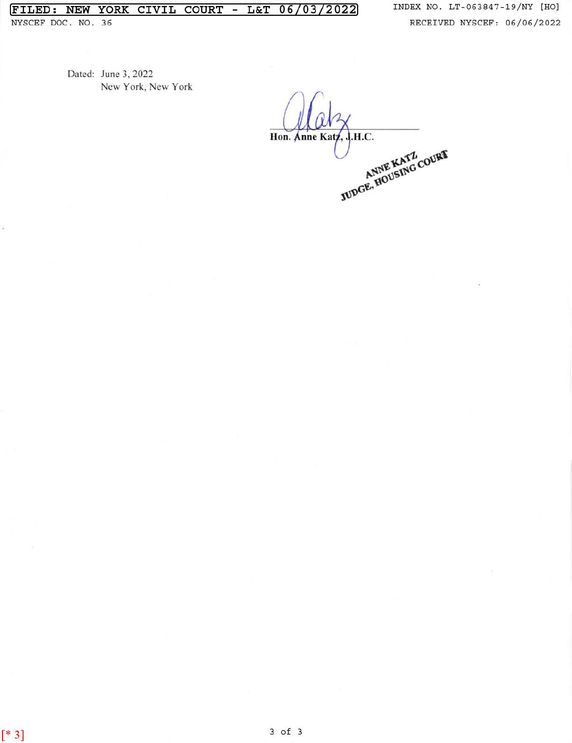Dated: June 3, 2022
New York, New York

Hon. Anne Katz, J.H.C.

ANNE KATZ
JUDGE, HOUSING COURT